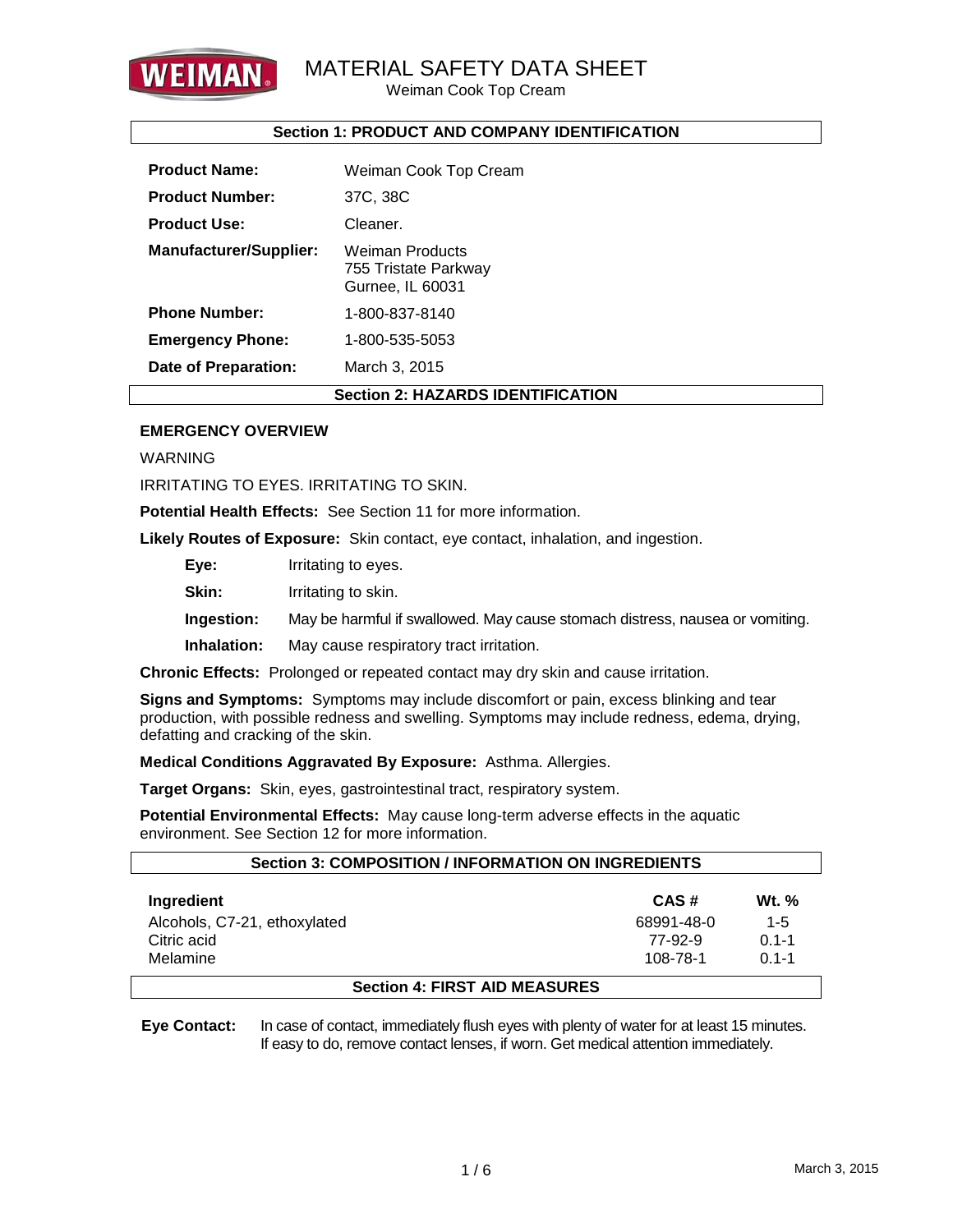# MATERIAL SAFETY DATA SHEET

Weiman Cook Top Cream

## Section 1: PRODUCT AND COMPANY IDENTIFICATION

| | |
|---|---|
| **Product Name:** | Weiman Cook Top Cream |
| **Product Number:** | 37C, 38C |
| **Product Use:** | Cleaner. |
| **Manufacturer/Supplier:** | Weiman Products<br>755 Tristate Parkway<br>Gurnee, IL 60031 |
| **Phone Number:** | 1-800-837-8140 |
| **Emergency Phone:** | 1-800-535-5053 |
| **Date of Preparation:** | March 3, 2015 |

## Section 2: HAZARDS IDENTIFICATION

**EMERGENCY OVERVIEW**

WARNING

IRRITATING TO EYES. IRRITATING TO SKIN.

**Potential Health Effects:** See Section 11 for more information.

**Likely Routes of Exposure:** Skin contact, eye contact, inhalation, and ingestion.

- **Eye:** Irritating to eyes.
- **Skin:** Irritating to skin.
- **Ingestion:** May be harmful if swallowed. May cause stomach distress, nausea or vomiting.
- **Inhalation:** May cause respiratory tract irritation.

**Chronic Effects:** Prolonged or repeated contact may dry skin and cause irritation.

**Signs and Symptoms:** Symptoms may include discomfort or pain, excess blinking and tear production, with possible redness and swelling. Symptoms may include redness, edema, drying, defatting and cracking of the skin.

**Medical Conditions Aggravated By Exposure:** Asthma. Allergies.

**Target Organs:** Skin, eyes, gastrointestinal tract, respiratory system.

**Potential Environmental Effects:** May cause long-term adverse effects in the aquatic environment. See Section 12 for more information.

## Section 3: COMPOSITION / INFORMATION ON INGREDIENTS

| Ingredient | CAS # | Wt. % |
|---|---|---|
| Alcohols, C7-21, ethoxylated | 68991-48-0 | 1-5 |
| Citric acid | 77-92-9 | 0.1-1 |
| Melamine | 108-78-1 | 0.1-1 |

## Section 4: FIRST AID MEASURES

**Eye Contact:** In case of contact, immediately flush eyes with plenty of water for at least 15 minutes. If easy to do, remove contact lenses, if worn. Get medical attention immediately.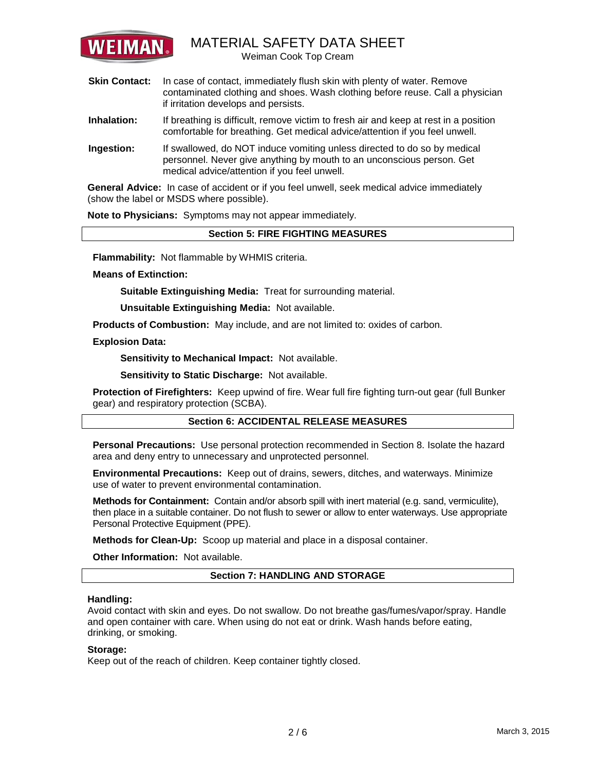**Skin Contact:** In case of contact, immediately flush skin with plenty of water. Remove contaminated clothing and shoes. Wash clothing before reuse. Call a physician if irritation develops and persists.

**Inhalation:** If breathing is difficult, remove victim to fresh air and keep at rest in a position comfortable for breathing. Get medical advice/attention if you feel unwell.

**Ingestion:** If swallowed, do NOT induce vomiting unless directed to do so by medical personnel. Never give anything by mouth to an unconscious person. Get medical advice/attention if you feel unwell.

**General Advice:** In case of accident or if you feel unwell, seek medical advice immediately (show the label or MSDS where possible).

**Note to Physicians:** Symptoms may not appear immediately.

## Section 5: FIRE FIGHTING MEASURES

**Flammability:** Not flammable by WHMIS criteria.

**Means of Extinction:**

**Suitable Extinguishing Media:** Treat for surrounding material.

**Unsuitable Extinguishing Media:** Not available.

**Products of Combustion:** May include, and are not limited to: oxides of carbon.

**Explosion Data:**

**Sensitivity to Mechanical Impact:** Not available.

**Sensitivity to Static Discharge:** Not available.

**Protection of Firefighters:** Keep upwind of fire. Wear full fire fighting turn-out gear (full Bunker gear) and respiratory protection (SCBA).

## Section 6: ACCIDENTAL RELEASE MEASURES

**Personal Precautions:** Use personal protection recommended in Section 8. Isolate the hazard area and deny entry to unnecessary and unprotected personnel.

**Environmental Precautions:** Keep out of drains, sewers, ditches, and waterways. Minimize use of water to prevent environmental contamination.

**Methods for Containment:** Contain and/or absorb spill with inert material (e.g. sand, vermiculite), then place in a suitable container. Do not flush to sewer or allow to enter waterways. Use appropriate Personal Protective Equipment (PPE).

**Methods for Clean-Up:** Scoop up material and place in a disposal container.

**Other Information:** Not available.

## Section 7: HANDLING AND STORAGE

**Handling:**
Avoid contact with skin and eyes. Do not swallow. Do not breathe gas/fumes/vapor/spray. Handle and open container with care. When using do not eat or drink. Wash hands before eating, drinking, or smoking.

**Storage:**
Keep out of the reach of children. Keep container tightly closed.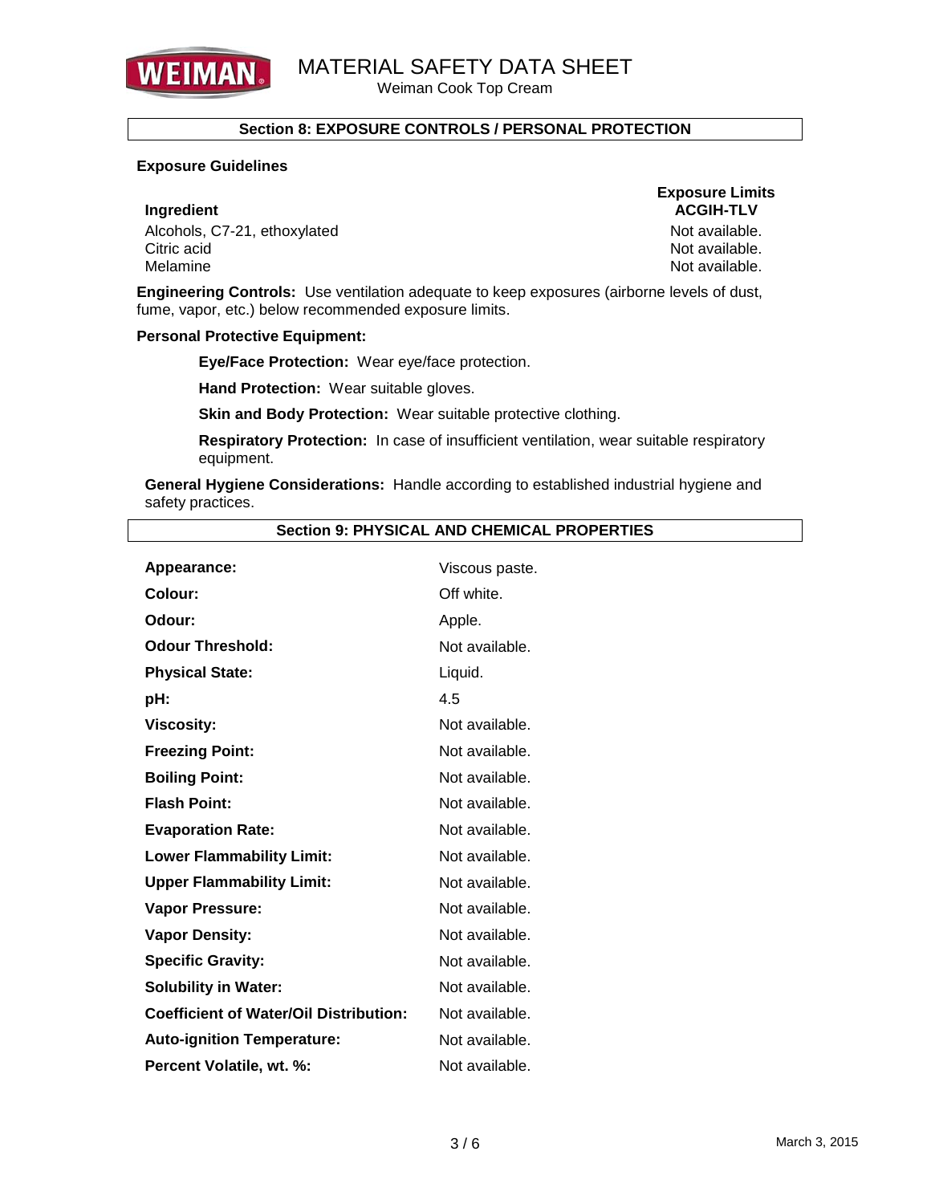## Section 8: EXPOSURE CONTROLS / PERSONAL PROTECTION

**Exposure Guidelines**

| Ingredient | Exposure Limits ACGIH-TLV |
|---|---|
| Alcohols, C7-21, ethoxylated | Not available. |
| Citric acid | Not available. |
| Melamine | Not available. |

**Engineering Controls:** Use ventilation adequate to keep exposures (airborne levels of dust, fume, vapor, etc.) below recommended exposure limits.

**Personal Protective Equipment:**

**Eye/Face Protection:** Wear eye/face protection.

**Hand Protection:** Wear suitable gloves.

**Skin and Body Protection:** Wear suitable protective clothing.

**Respiratory Protection:** In case of insufficient ventilation, wear suitable respiratory equipment.

**General Hygiene Considerations:** Handle according to established industrial hygiene and safety practices.

## Section 9: PHYSICAL AND CHEMICAL PROPERTIES

| Property | Value |
|---|---|
| **Appearance:** | Viscous paste. |
| **Colour:** | Off white. |
| **Odour:** | Apple. |
| **Odour Threshold:** | Not available. |
| **Physical State:** | Liquid. |
| **pH:** | 4.5 |
| **Viscosity:** | Not available. |
| **Freezing Point:** | Not available. |
| **Boiling Point:** | Not available. |
| **Flash Point:** | Not available. |
| **Evaporation Rate:** | Not available. |
| **Lower Flammability Limit:** | Not available. |
| **Upper Flammability Limit:** | Not available. |
| **Vapor Pressure:** | Not available. |
| **Vapor Density:** | Not available. |
| **Specific Gravity:** | Not available. |
| **Solubility in Water:** | Not available. |
| **Coefficient of Water/Oil Distribution:** | Not available. |
| **Auto-ignition Temperature:** | Not available. |
| **Percent Volatile, wt. %:** | Not available. |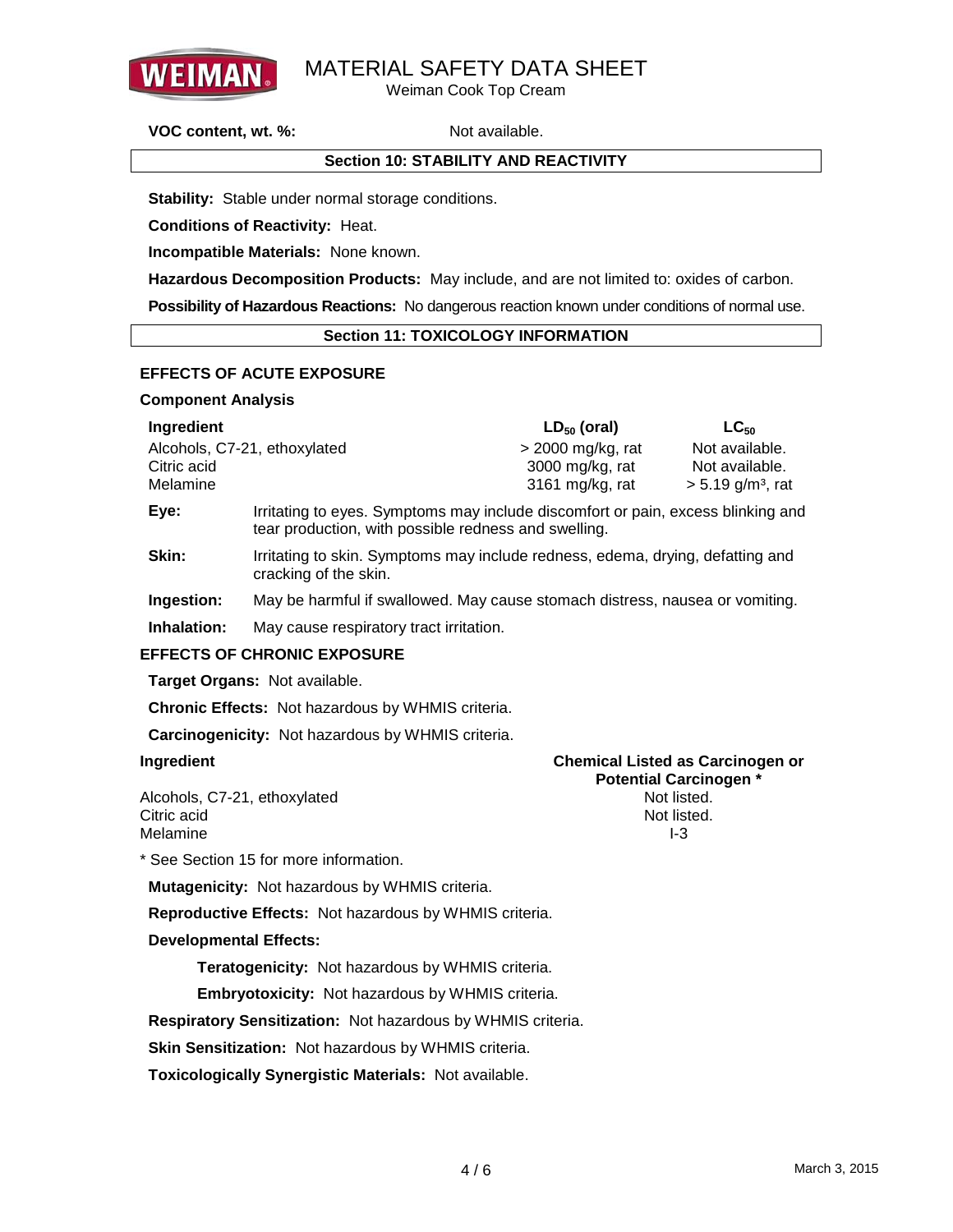**VOC content, wt. %:** Not available.

## Section 10: STABILITY AND REACTIVITY

**Stability:** Stable under normal storage conditions.

**Conditions of Reactivity:** Heat.

**Incompatible Materials:** None known.

**Hazardous Decomposition Products:** May include, and are not limited to: oxides of carbon.

**Possibility of Hazardous Reactions:** No dangerous reaction known under conditions of normal use.

## Section 11: TOXICOLOGY INFORMATION

### EFFECTS OF ACUTE EXPOSURE

**Component Analysis**

| Ingredient | $LD_{50}$ (oral) | $LC_{50}$ |
|---|---|---|
| Alcohols, C7-21, ethoxylated | > 2000 mg/kg, rat | Not available. |
| Citric acid | 3000 mg/kg, rat | Not available. |
| Melamine | 3161 mg/kg, rat | > 5.19 g/m³, rat |

**Eye:** Irritating to eyes. Symptoms may include discomfort or pain, excess blinking and tear production, with possible redness and swelling.

**Skin:** Irritating to skin. Symptoms may include redness, edema, drying, defatting and cracking of the skin.

**Ingestion:** May be harmful if swallowed. May cause stomach distress, nausea or vomiting.

**Inhalation:** May cause respiratory tract irritation.

### EFFECTS OF CHRONIC EXPOSURE

**Target Organs:** Not available.

**Chronic Effects:** Not hazardous by WHMIS criteria.

**Carcinogenicity:** Not hazardous by WHMIS criteria.

| Ingredient | Chemical Listed as Carcinogen or Potential Carcinogen * |
|---|---|
| Alcohols, C7-21, ethoxylated | Not listed. |
| Citric acid | Not listed. |
| Melamine | I-3 |

* See Section 15 for more information.

**Mutagenicity:** Not hazardous by WHMIS criteria.

**Reproductive Effects:** Not hazardous by WHMIS criteria.

**Developmental Effects:**

- **Teratogenicity:** Not hazardous by WHMIS criteria.
- **Embryotoxicity:** Not hazardous by WHMIS criteria.

**Respiratory Sensitization:** Not hazardous by WHMIS criteria.

**Skin Sensitization:** Not hazardous by WHMIS criteria.

**Toxicologically Synergistic Materials:** Not available.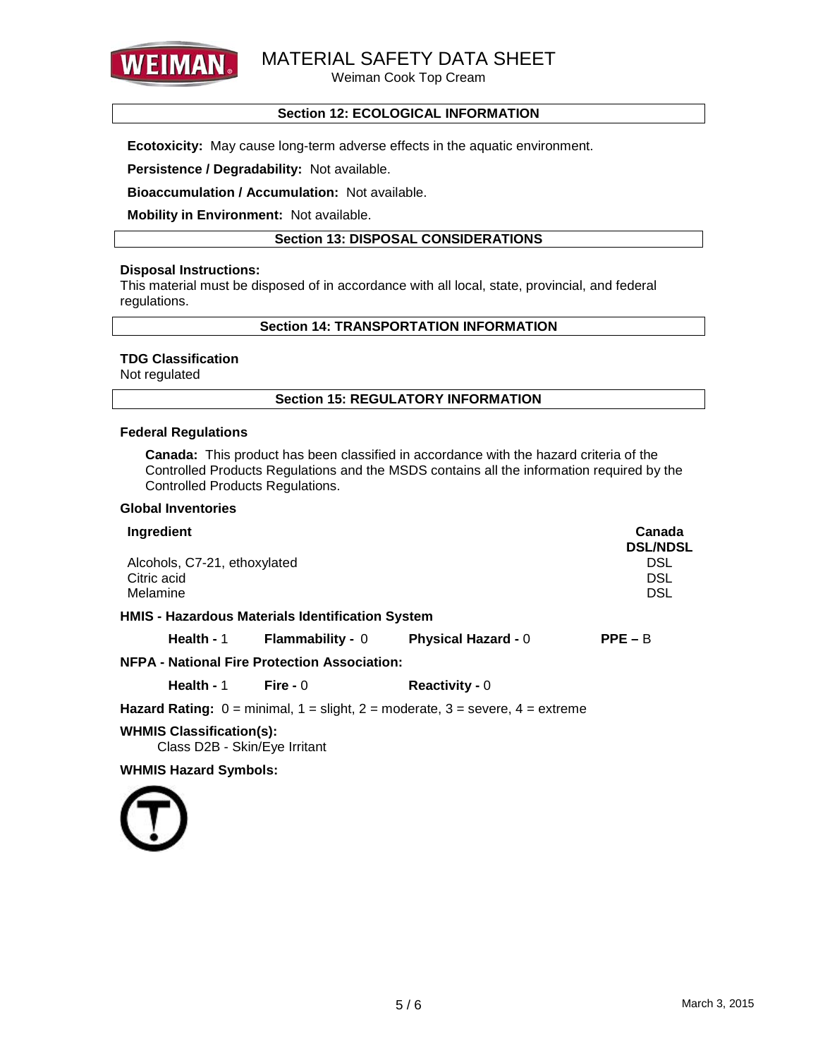## Section 12: ECOLOGICAL INFORMATION

**Ecotoxicity:** May cause long-term adverse effects in the aquatic environment.

**Persistence / Degradability:** Not available.

**Bioaccumulation / Accumulation:** Not available.

**Mobility in Environment:** Not available.

## Section 13: DISPOSAL CONSIDERATIONS

**Disposal Instructions:**
This material must be disposed of in accordance with all local, state, provincial, and federal regulations.

## Section 14: TRANSPORTATION INFORMATION

**TDG Classification**
Not regulated

## Section 15: REGULATORY INFORMATION

**Federal Regulations**

**Canada:** This product has been classified in accordance with the hazard criteria of the Controlled Products Regulations and the MSDS contains all the information required by the Controlled Products Regulations.

**Global Inventories**

| Ingredient | Canada DSL/NDSL |
|---|---|
| Alcohols, C7-21, ethoxylated | DSL |
| Citric acid | DSL |
| Melamine | DSL |

**HMIS - Hazardous Materials Identification System**

**Health -** 1 **Flammability -** 0 **Physical Hazard -** 0 **PPE –** B

**NFPA - National Fire Protection Association:**

**Health -** 1 **Fire -** 0 **Reactivity -** 0

**Hazard Rating:** 0 = minimal, 1 = slight, 2 = moderate, 3 = severe, 4 = extreme

**WHMIS Classification(s):**
Class D2B - Skin/Eye Irritant

**WHMIS Hazard Symbols:**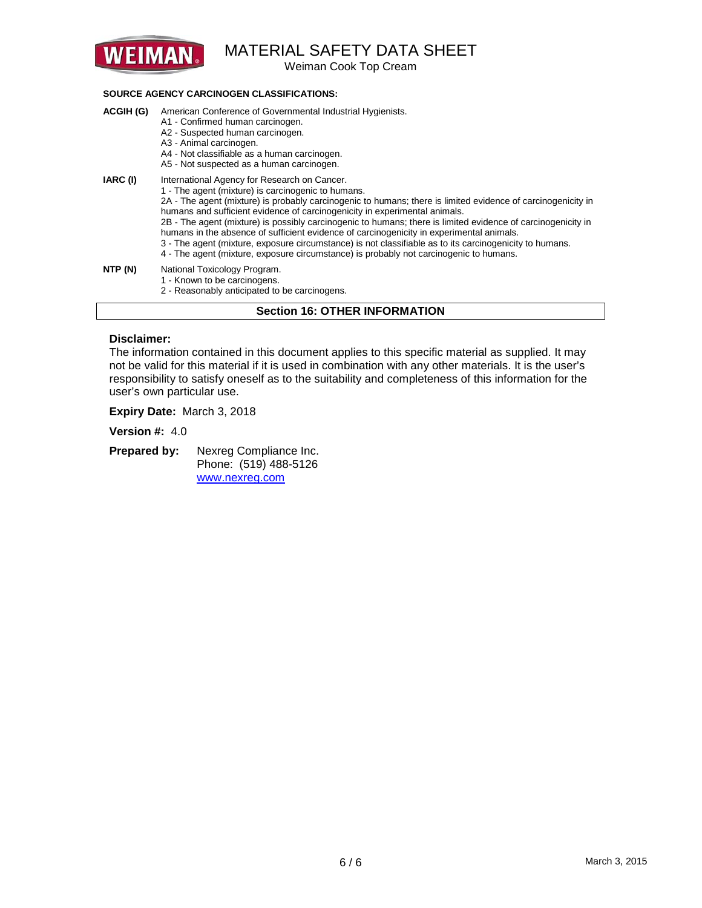**SOURCE AGENCY CARCINOGEN CLASSIFICATIONS:**

**ACGIH (G)** American Conference of Governmental Industrial Hygienists.
- A1 - Confirmed human carcinogen.
- A2 - Suspected human carcinogen.
- A3 - Animal carcinogen.
- A4 - Not classifiable as a human carcinogen.
- A5 - Not suspected as a human carcinogen.

**IARC (I)** International Agency for Research on Cancer.
- 1 - The agent (mixture) is carcinogenic to humans.
- 2A - The agent (mixture) is probably carcinogenic to humans; there is limited evidence of carcinogenicity in humans and sufficient evidence of carcinogenicity in experimental animals.
- 2B - The agent (mixture) is possibly carcinogenic to humans; there is limited evidence of carcinogenicity in humans in the absence of sufficient evidence of carcinogenicity in experimental animals.
- 3 - The agent (mixture, exposure circumstance) is not classifiable as to its carcinogenicity to humans.
- 4 - The agent (mixture, exposure circumstance) is probably not carcinogenic to humans.

**NTP (N)** National Toxicology Program.
- 1 - Known to be carcinogens.
- 2 - Reasonably anticipated to be carcinogens.

## Section 16: OTHER INFORMATION

**Disclaimer:**
The information contained in this document applies to this specific material as supplied. It may not be valid for this material if it is used in combination with any other materials. It is the user's responsibility to satisfy oneself as to the suitability and completeness of this information for the user's own particular use.

**Expiry Date:** March 3, 2018

**Version #:** 4.0

**Prepared by:** Nexreg Compliance Inc.
Phone: (519) 488-5126
www.nexreg.com